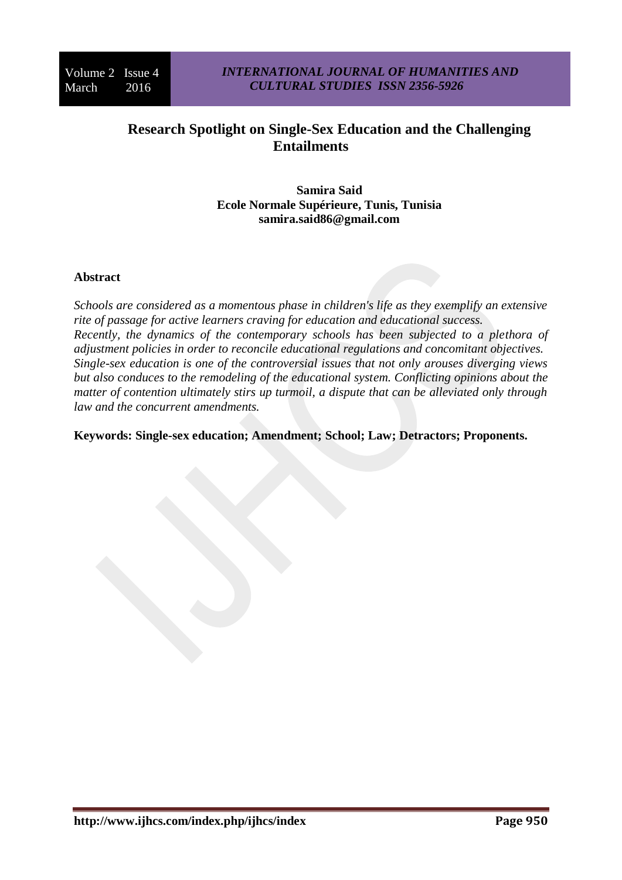# Research Spotlight on Single-Sex Education and the Challenging Entailments

**Samira Said**
**Ecole Normale Supérieure, Tunis, Tunisia**
**samira.said86@gmail.com**

## Abstract

*Schools are considered as a momentous phase in children's life as they exemplify an extensive rite of passage for active learners craving for education and educational success. Recently, the dynamics of the contemporary schools has been subjected to a plethora of adjustment policies in order to reconcile educational regulations and concomitant objectives. Single-sex education is one of the controversial issues that not only arouses diverging views but also conduces to the remodeling of the educational system. Conflicting opinions about the matter of contention ultimately stirs up turmoil, a dispute that can be alleviated only through law and the concurrent amendments.*

**Keywords: Single-sex education; Amendment; School; Law; Detractors; Proponents.**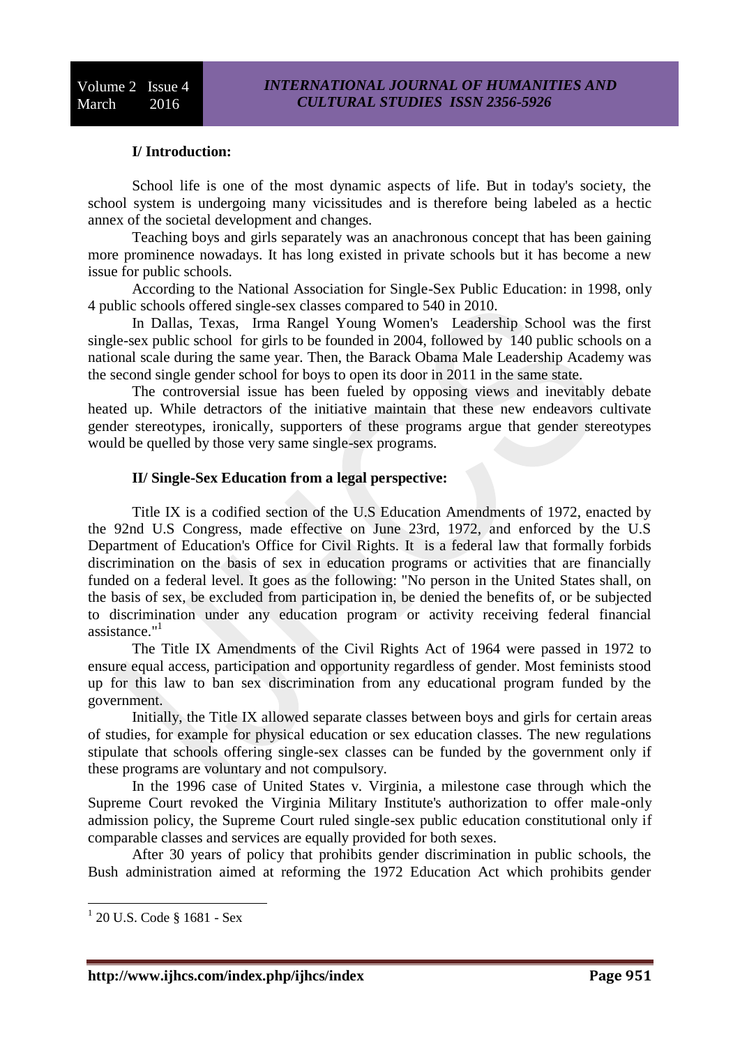## I/ Introduction:

School life is one of the most dynamic aspects of life. But in today's society, the school system is undergoing many vicissitudes and is therefore being labeled as a hectic annex of the societal development and changes.

Teaching boys and girls separately was an anachronous concept that has been gaining more prominence nowadays. It has long existed in private schools but it has become a new issue for public schools.

According to the National Association for Single-Sex Public Education: in 1998, only 4 public schools offered single-sex classes compared to 540 in 2010.

In Dallas, Texas, Irma Rangel Young Women's Leadership School was the first single-sex public school for girls to be founded in 2004, followed by 140 public schools on a national scale during the same year. Then, the Barack Obama Male Leadership Academy was the second single gender school for boys to open its door in 2011 in the same state.

The controversial issue has been fueled by opposing views and inevitably debate heated up. While detractors of the initiative maintain that these new endeavors cultivate gender stereotypes, ironically, supporters of these programs argue that gender stereotypes would be quelled by those very same single-sex programs.

## II/ Single-Sex Education from a legal perspective:

Title IX is a codified section of the U.S Education Amendments of 1972, enacted by the 92nd U.S Congress, made effective on June 23rd, 1972, and enforced by the U.S Department of Education's Office for Civil Rights. It is a federal law that formally forbids discrimination on the basis of sex in education programs or activities that are financially funded on a federal level. It goes as the following: "No person in the United States shall, on the basis of sex, be excluded from participation in, be denied the benefits of, or be subjected to discrimination under any education program or activity receiving federal financial assistance."[1]

The Title IX Amendments of the Civil Rights Act of 1964 were passed in 1972 to ensure equal access, participation and opportunity regardless of gender. Most feminists stood up for this law to ban sex discrimination from any educational program funded by the government.

Initially, the Title IX allowed separate classes between boys and girls for certain areas of studies, for example for physical education or sex education classes. The new regulations stipulate that schools offering single-sex classes can be funded by the government only if these programs are voluntary and not compulsory.

In the 1996 case of United States v. Virginia, a milestone case through which the Supreme Court revoked the Virginia Military Institute's authorization to offer male-only admission policy, the Supreme Court ruled single-sex public education constitutional only if comparable classes and services are equally provided for both sexes.

After 30 years of policy that prohibits gender discrimination in public schools, the Bush administration aimed at reforming the 1972 Education Act which prohibits gender

[1] 20 U.S. Code § 1681 - Sex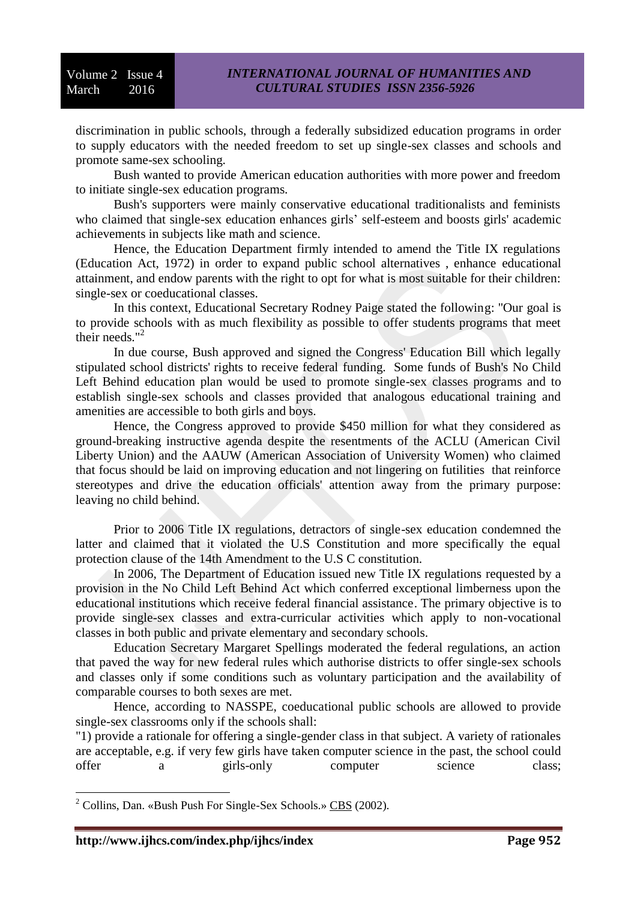discrimination in public schools, through a federally subsidized education programs in order to supply educators with the needed freedom to set up single-sex classes and schools and promote same-sex schooling.

Bush wanted to provide American education authorities with more power and freedom to initiate single-sex education programs.

Bush's supporters were mainly conservative educational traditionalists and feminists who claimed that single-sex education enhances girls' self-esteem and boosts girls' academic achievements in subjects like math and science.

Hence, the Education Department firmly intended to amend the Title IX regulations (Education Act, 1972) in order to expand public school alternatives , enhance educational attainment, and endow parents with the right to opt for what is most suitable for their children: single-sex or coeducational classes.

In this context, Educational Secretary Rodney Paige stated the following: "Our goal is to provide schools with as much flexibility as possible to offer students programs that meet their needs."[2]

In due course, Bush approved and signed the Congress' Education Bill which legally stipulated school districts' rights to receive federal funding. Some funds of Bush's No Child Left Behind education plan would be used to promote single-sex classes programs and to establish single-sex schools and classes provided that analogous educational training and amenities are accessible to both girls and boys.

Hence, the Congress approved to provide $450 million for what they considered as ground-breaking instructive agenda despite the resentments of the ACLU (American Civil Liberty Union) and the AAUW (American Association of University Women) who claimed that focus should be laid on improving education and not lingering on futilities that reinforce stereotypes and drive the education officials' attention away from the primary purpose: leaving no child behind.

Prior to 2006 Title IX regulations, detractors of single-sex education condemned the latter and claimed that it violated the U.S Constitution and more specifically the equal protection clause of the 14th Amendment to the U.S C constitution.

In 2006, The Department of Education issued new Title IX regulations requested by a provision in the No Child Left Behind Act which conferred exceptional limberness upon the educational institutions which receive federal financial assistance. The primary objective is to provide single-sex classes and extra-curricular activities which apply to non-vocational classes in both public and private elementary and secondary schools.

Education Secretary Margaret Spellings moderated the federal regulations, an action that paved the way for new federal rules which authorise districts to offer single-sex schools and classes only if some conditions such as voluntary participation and the availability of comparable courses to both sexes are met.

Hence, according to NASSPE, coeducational public schools are allowed to provide single-sex classrooms only if the schools shall:

"1) provide a rationale for offering a single-gender class in that subject. A variety of rationales are acceptable, e.g. if very few girls have taken computer science in the past, the school could offer a girls-only computer science class;

---

[2] Collins, Dan. «Bush Push For Single-Sex Schools.» CBS (2002).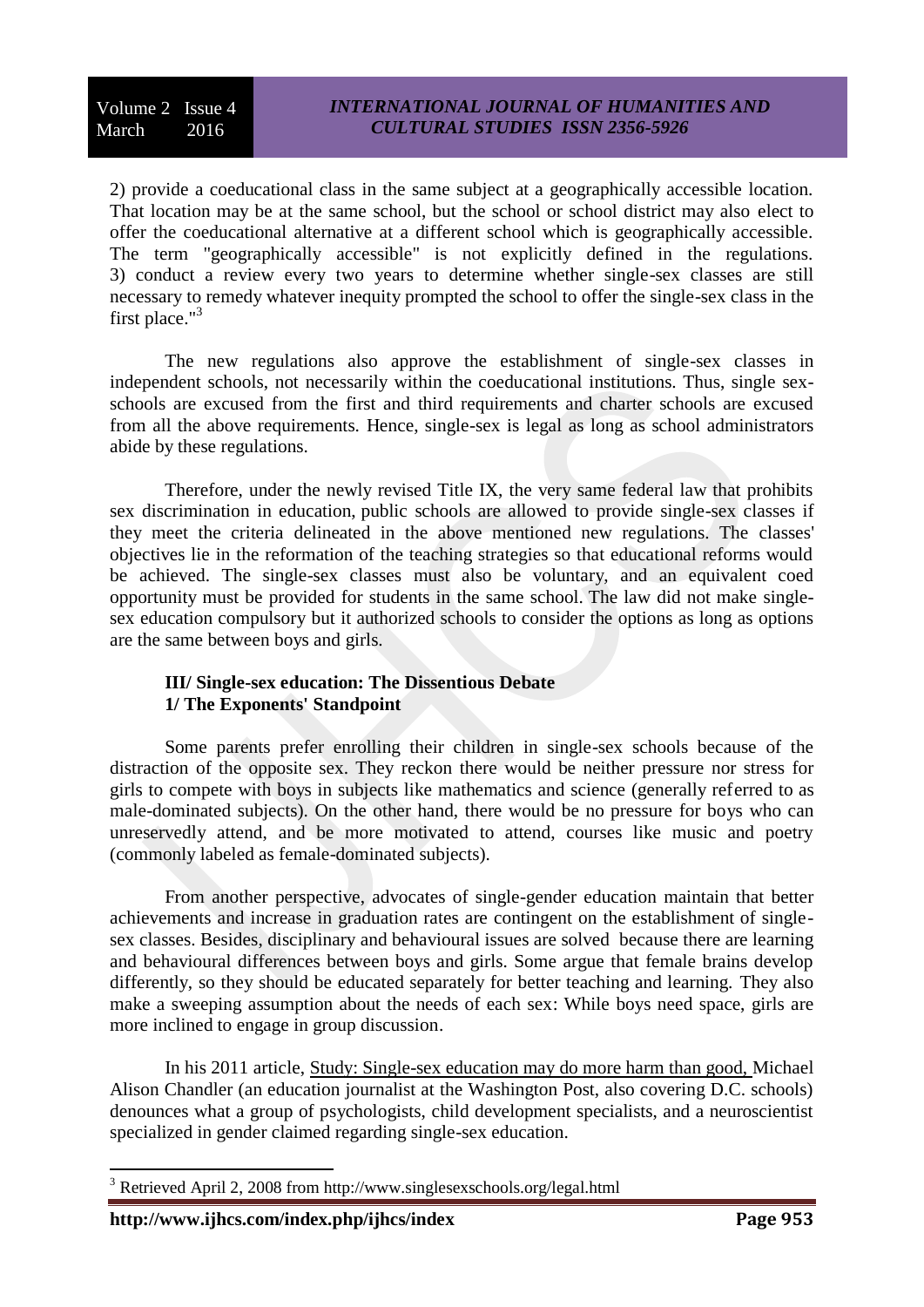2) provide a coeducational class in the same subject at a geographically accessible location. That location may be at the same school, but the school or school district may also elect to offer the coeducational alternative at a different school which is geographically accessible. The term "geographically accessible" is not explicitly defined in the regulations. 3) conduct a review every two years to determine whether single-sex classes are still necessary to remedy whatever inequity prompted the school to offer the single-sex class in the first place."[3]

The new regulations also approve the establishment of single-sex classes in independent schools, not necessarily within the coeducational institutions. Thus, single sex-schools are excused from the first and third requirements and charter schools are excused from all the above requirements. Hence, single-sex is legal as long as school administrators abide by these regulations.

Therefore, under the newly revised Title IX, the very same federal law that prohibits sex discrimination in education, public schools are allowed to provide single-sex classes if they meet the criteria delineated in the above mentioned new regulations. The classes' objectives lie in the reformation of the teaching strategies so that educational reforms would be achieved. The single-sex classes must also be voluntary, and an equivalent coed opportunity must be provided for students in the same school. The law did not make single-sex education compulsory but it authorized schools to consider the options as long as options are the same between boys and girls.

### III/ Single-sex education: The Dissentious Debate

#### 1/ The Exponents' Standpoint

Some parents prefer enrolling their children in single-sex schools because of the distraction of the opposite sex. They reckon there would be neither pressure nor stress for girls to compete with boys in subjects like mathematics and science (generally referred to as male-dominated subjects). On the other hand, there would be no pressure for boys who can unreservedly attend, and be more motivated to attend, courses like music and poetry (commonly labeled as female-dominated subjects).

From another perspective, advocates of single-gender education maintain that better achievements and increase in graduation rates are contingent on the establishment of single-sex classes. Besides, disciplinary and behavioural issues are solved because there are learning and behavioural differences between boys and girls. Some argue that female brains develop differently, so they should be educated separately for better teaching and learning. They also make a sweeping assumption about the needs of each sex: While boys need space, girls are more inclined to engage in group discussion.

In his 2011 article, Study: Single-sex education may do more harm than good, Michael Alison Chandler (an education journalist at the Washington Post, also covering D.C. schools) denounces what a group of psychologists, child development specialists, and a neuroscientist specialized in gender claimed regarding single-sex education.

---

[3] Retrieved April 2, 2008 from http://www.singlesexschools.org/legal.html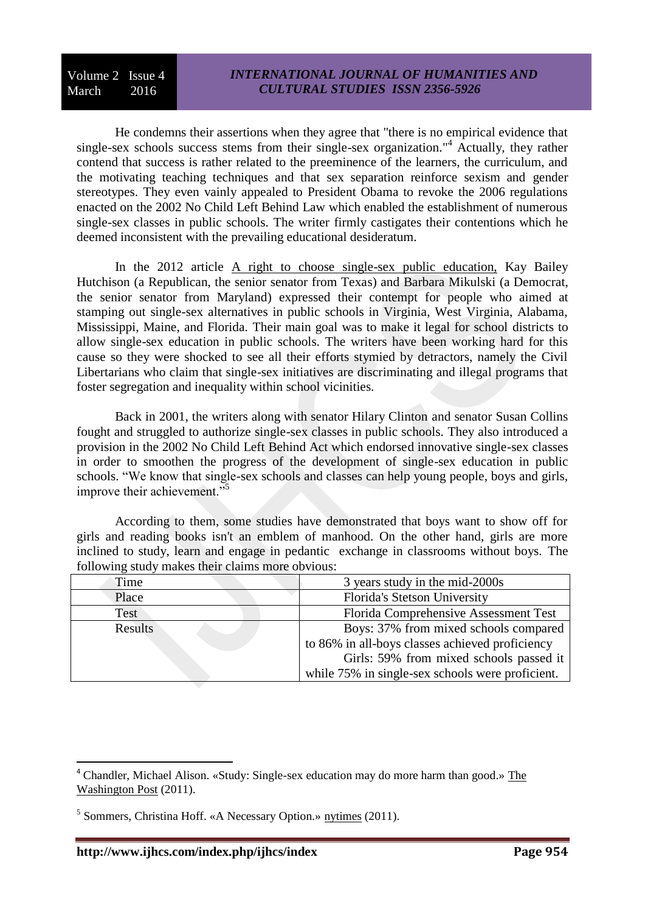He condemns their assertions when they agree that "there is no empirical evidence that single-sex schools success stems from their single-sex organization."[4] Actually, they rather contend that success is rather related to the preeminence of the learners, the curriculum, and the motivating teaching techniques and that sex separation reinforce sexism and gender stereotypes. They even vainly appealed to President Obama to revoke the 2006 regulations enacted on the 2002 No Child Left Behind Law which enabled the establishment of numerous single-sex classes in public schools. The writer firmly castigates their contentions which he deemed inconsistent with the prevailing educational desideratum.

In the 2012 article A right to choose single-sex public education, Kay Bailey Hutchison (a Republican, the senior senator from Texas) and Barbara Mikulski (a Democrat, the senior senator from Maryland) expressed their contempt for people who aimed at stamping out single-sex alternatives in public schools in Virginia, West Virginia, Alabama, Mississippi, Maine, and Florida. Their main goal was to make it legal for school districts to allow single-sex education in public schools. The writers have been working hard for this cause so they were shocked to see all their efforts stymied by detractors, namely the Civil Libertarians who claim that single-sex initiatives are discriminating and illegal programs that foster segregation and inequality within school vicinities.

Back in 2001, the writers along with senator Hilary Clinton and senator Susan Collins fought and struggled to authorize single-sex classes in public schools. They also introduced a provision in the 2002 No Child Left Behind Act which endorsed innovative single-sex classes in order to smoothen the progress of the development of single-sex education in public schools. "We know that single-sex schools and classes can help young people, boys and girls, improve their achievement."[5]

According to them, some studies have demonstrated that boys want to show off for girls and reading books isn't an emblem of manhood. On the other hand, girls are more inclined to study, learn and engage in pedantic exchange in classrooms without boys. The following study makes their claims more obvious:

| | |
|---|---|
| Time | 3 years study in the mid-2000s |
| Place | Florida's Stetson University |
| Test | Florida Comprehensive Assessment Test |
| Results | Boys: 37% from mixed schools compared to 86% in all-boys classes achieved proficiency<br>Girls: 59% from mixed schools passed it while 75% in single-sex schools were proficient. |

---

[4] Chandler, Michael Alison. «Study: Single-sex education may do more harm than good.» The Washington Post (2011).

[5] Sommers, Christina Hoff. «A Necessary Option.» nytimes (2011).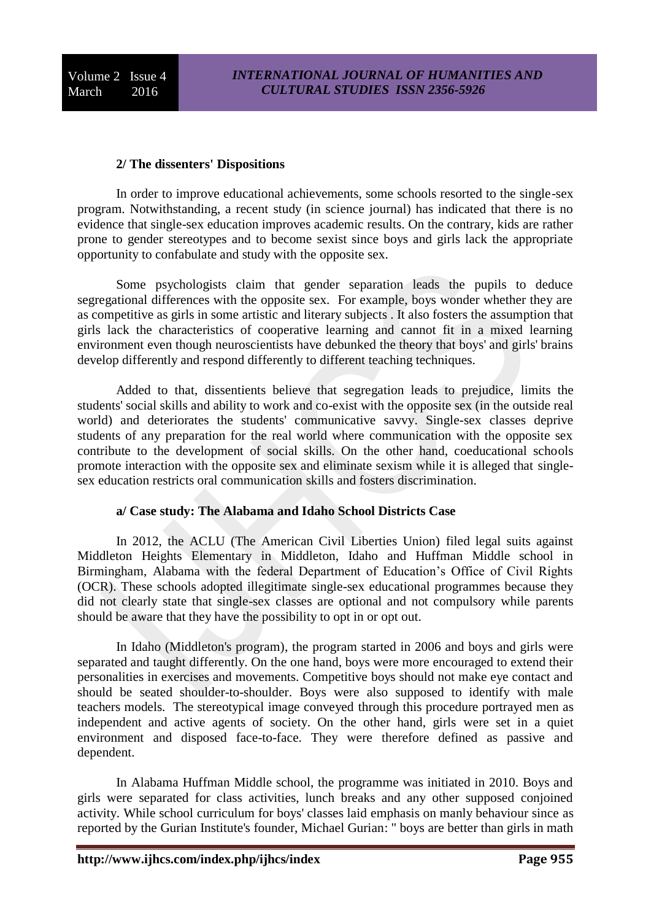### 2/ The dissenters' Dispositions

In order to improve educational achievements, some schools resorted to the single-sex program. Notwithstanding, a recent study (in science journal) has indicated that there is no evidence that single-sex education improves academic results. On the contrary, kids are rather prone to gender stereotypes and to become sexist since boys and girls lack the appropriate opportunity to confabulate and study with the opposite sex.

Some psychologists claim that gender separation leads the pupils to deduce segregational differences with the opposite sex. For example, boys wonder whether they are as competitive as girls in some artistic and literary subjects . It also fosters the assumption that girls lack the characteristics of cooperative learning and cannot fit in a mixed learning environment even though neuroscientists have debunked the theory that boys' and girls' brains develop differently and respond differently to different teaching techniques.

Added to that, dissentients believe that segregation leads to prejudice, limits the students' social skills and ability to work and co-exist with the opposite sex (in the outside real world) and deteriorates the students' communicative savvy. Single-sex classes deprive students of any preparation for the real world where communication with the opposite sex contribute to the development of social skills. On the other hand, coeducational schools promote interaction with the opposite sex and eliminate sexism while it is alleged that single-sex education restricts oral communication skills and fosters discrimination.

#### a/ Case study: The Alabama and Idaho School Districts Case

In 2012, the ACLU (The American Civil Liberties Union) filed legal suits against Middleton Heights Elementary in Middleton, Idaho and Huffman Middle school in Birmingham, Alabama with the federal Department of Education's Office of Civil Rights (OCR). These schools adopted illegitimate single-sex educational programmes because they did not clearly state that single-sex classes are optional and not compulsory while parents should be aware that they have the possibility to opt in or opt out.

In Idaho (Middleton's program), the program started in 2006 and boys and girls were separated and taught differently. On the one hand, boys were more encouraged to extend their personalities in exercises and movements. Competitive boys should not make eye contact and should be seated shoulder-to-shoulder. Boys were also supposed to identify with male teachers models. The stereotypical image conveyed through this procedure portrayed men as independent and active agents of society. On the other hand, girls were set in a quiet environment and disposed face-to-face. They were therefore defined as passive and dependent.

In Alabama Huffman Middle school, the programme was initiated in 2010. Boys and girls were separated for class activities, lunch breaks and any other supposed conjoined activity. While school curriculum for boys' classes laid emphasis on manly behaviour since as reported by the Gurian Institute's founder, Michael Gurian: " boys are better than girls in math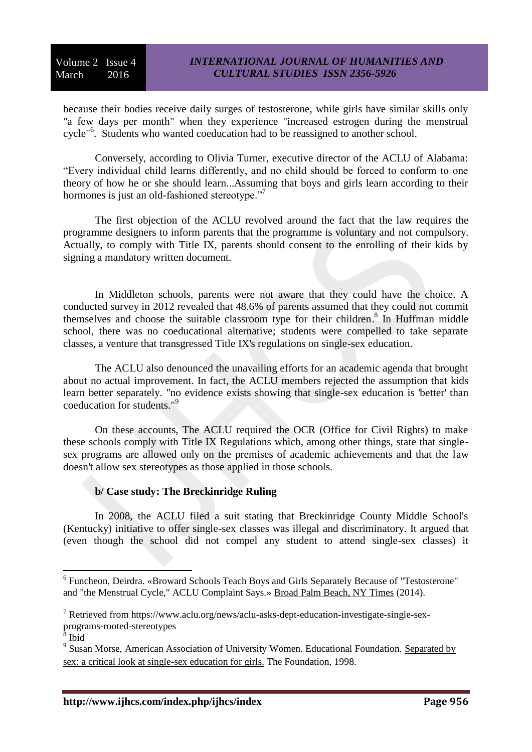because their bodies receive daily surges of testosterone, while girls have similar skills only "a few days per month" when they experience "increased estrogen during the menstrual cycle"[6]. Students who wanted coeducation had to be reassigned to another school.

Conversely, according to Olivia Turner, executive director of the ACLU of Alabama: "Every individual child learns differently, and no child should be forced to conform to one theory of how he or she should learn...Assuming that boys and girls learn according to their hormones is just an old-fashioned stereotype."[7]

The first objection of the ACLU revolved around the fact that the law requires the programme designers to inform parents that the programme is voluntary and not compulsory. Actually, to comply with Title IX, parents should consent to the enrolling of their kids by signing a mandatory written document.

In Middleton schools, parents were not aware that they could have the choice. A conducted survey in 2012 revealed that 48.6% of parents assumed that they could not commit themselves and choose the suitable classroom type for their children.[8] In Huffman middle school, there was no coeducational alternative; students were compelled to take separate classes, a venture that transgressed Title IX's regulations on single-sex education.

The ACLU also denounced the unavailing efforts for an academic agenda that brought about no actual improvement. In fact, the ACLU members rejected the assumption that kids learn better separately. "no evidence exists showing that single-sex education is 'better' than coeducation for students."[9]

On these accounts, The ACLU required the OCR (Office for Civil Rights) to make these schools comply with Title IX Regulations which, among other things, state that single-sex programs are allowed only on the premises of academic achievements and that the law doesn't allow sex stereotypes as those applied in those schools.

### b/ Case study: The Breckinridge Ruling

In 2008, the ACLU filed a suit stating that Breckinridge County Middle School's (Kentucky) initiative to offer single-sex classes was illegal and discriminatory. It argued that (even though the school did not compel any student to attend single-sex classes) it

---

[6] Funcheon, Deirdra. «Broward Schools Teach Boys and Girls Separately Because of "Testosterone" and "the Menstrual Cycle," ACLU Complaint Says.» Broad Palm Beach, NY Times (2014).

[7] Retrieved from https://www.aclu.org/news/aclu-asks-dept-education-investigate-single-sex-programs-rooted-stereotypes

[8] Ibid

[9] Susan Morse, American Association of University Women. Educational Foundation. Separated by sex: a critical look at single-sex education for girls. The Foundation, 1998.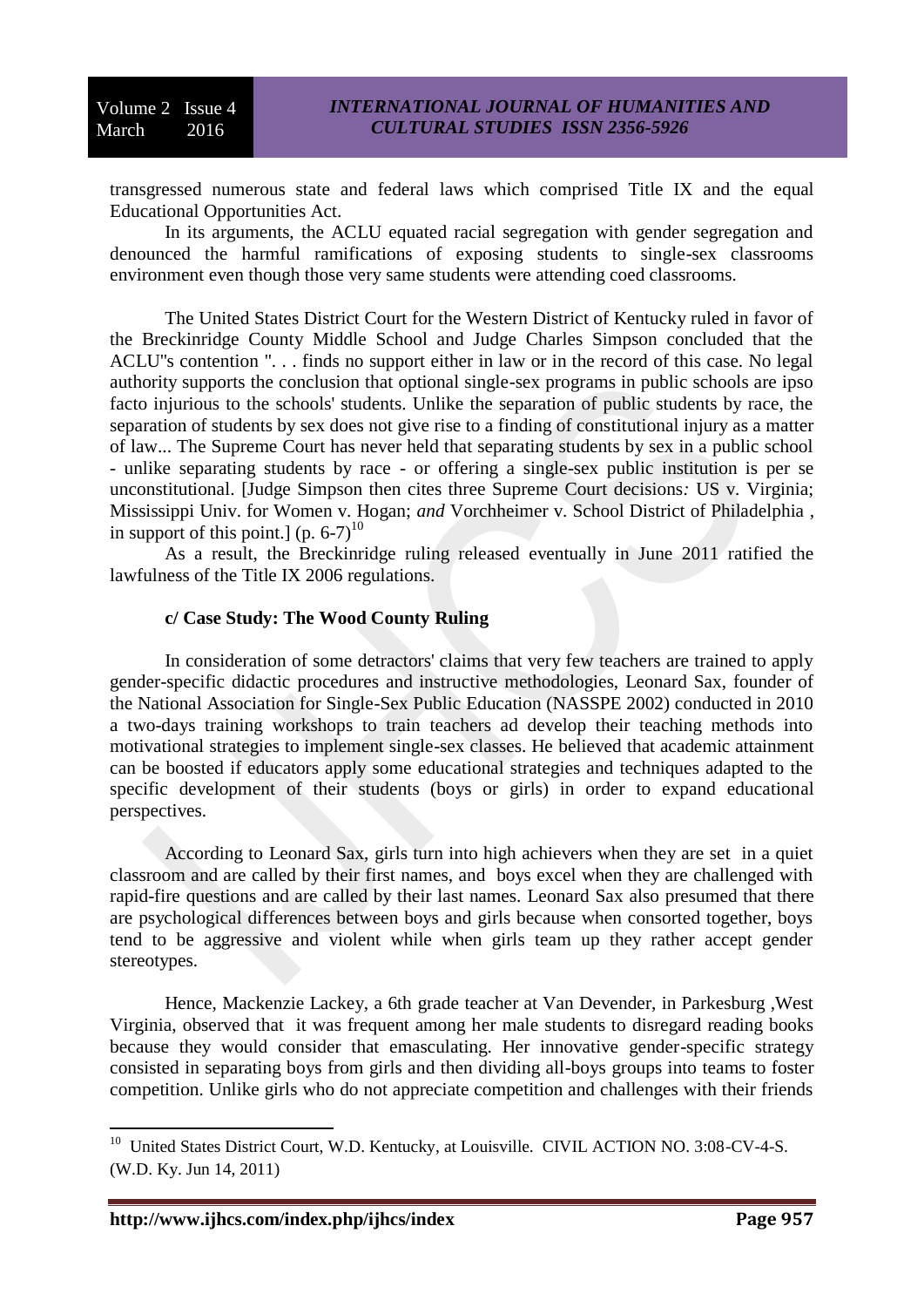transgressed numerous state and federal laws which comprised Title IX and the equal Educational Opportunities Act.

In its arguments, the ACLU equated racial segregation with gender segregation and denounced the harmful ramifications of exposing students to single-sex classrooms environment even though those very same students were attending coed classrooms.

The United States District Court for the Western District of Kentucky ruled in favor of the Breckinridge County Middle School and Judge Charles Simpson concluded that the ACLU''s contention ". . . finds no support either in law or in the record of this case. No legal authority supports the conclusion that optional single-sex programs in public schools are ipso facto injurious to the schools' students. Unlike the separation of public students by race, the separation of students by sex does not give rise to a finding of constitutional injury as a matter of law... The Supreme Court has never held that separating students by sex in a public school - unlike separating students by race - or offering a single-sex public institution is per se unconstitutional. [Judge Simpson then cites three Supreme Court decisions*:* US v. Virginia; Mississippi Univ. for Women v. Hogan; *and* Vorchheimer v. School District of Philadelphia , in support of this point.] (p. 6-7)[10]

As a result, the Breckinridge ruling released eventually in June 2011 ratified the lawfulness of the Title IX 2006 regulations.

**c/ Case Study: The Wood County Ruling**

In consideration of some detractors' claims that very few teachers are trained to apply gender-specific didactic procedures and instructive methodologies, Leonard Sax, founder of the National Association for Single-Sex Public Education (NASSPE 2002) conducted in 2010 a two-days training workshops to train teachers ad develop their teaching methods into motivational strategies to implement single-sex classes. He believed that academic attainment can be boosted if educators apply some educational strategies and techniques adapted to the specific development of their students (boys or girls) in order to expand educational perspectives.

According to Leonard Sax, girls turn into high achievers when they are set in a quiet classroom and are called by their first names, and boys excel when they are challenged with rapid-fire questions and are called by their last names. Leonard Sax also presumed that there are psychological differences between boys and girls because when consorted together, boys tend to be aggressive and violent while when girls team up they rather accept gender stereotypes.

Hence, Mackenzie Lackey, a 6th grade teacher at Van Devender, in Parkesburg ,West Virginia, observed that it was frequent among her male students to disregard reading books because they would consider that emasculating. Her innovative gender-specific strategy consisted in separating boys from girls and then dividing all-boys groups into teams to foster competition. Unlike girls who do not appreciate competition and challenges with their friends

---

[10] United States District Court, W.D. Kentucky, at Louisville. CIVIL ACTION NO. 3:08-CV-4-S. (W.D. Ky. Jun 14, 2011)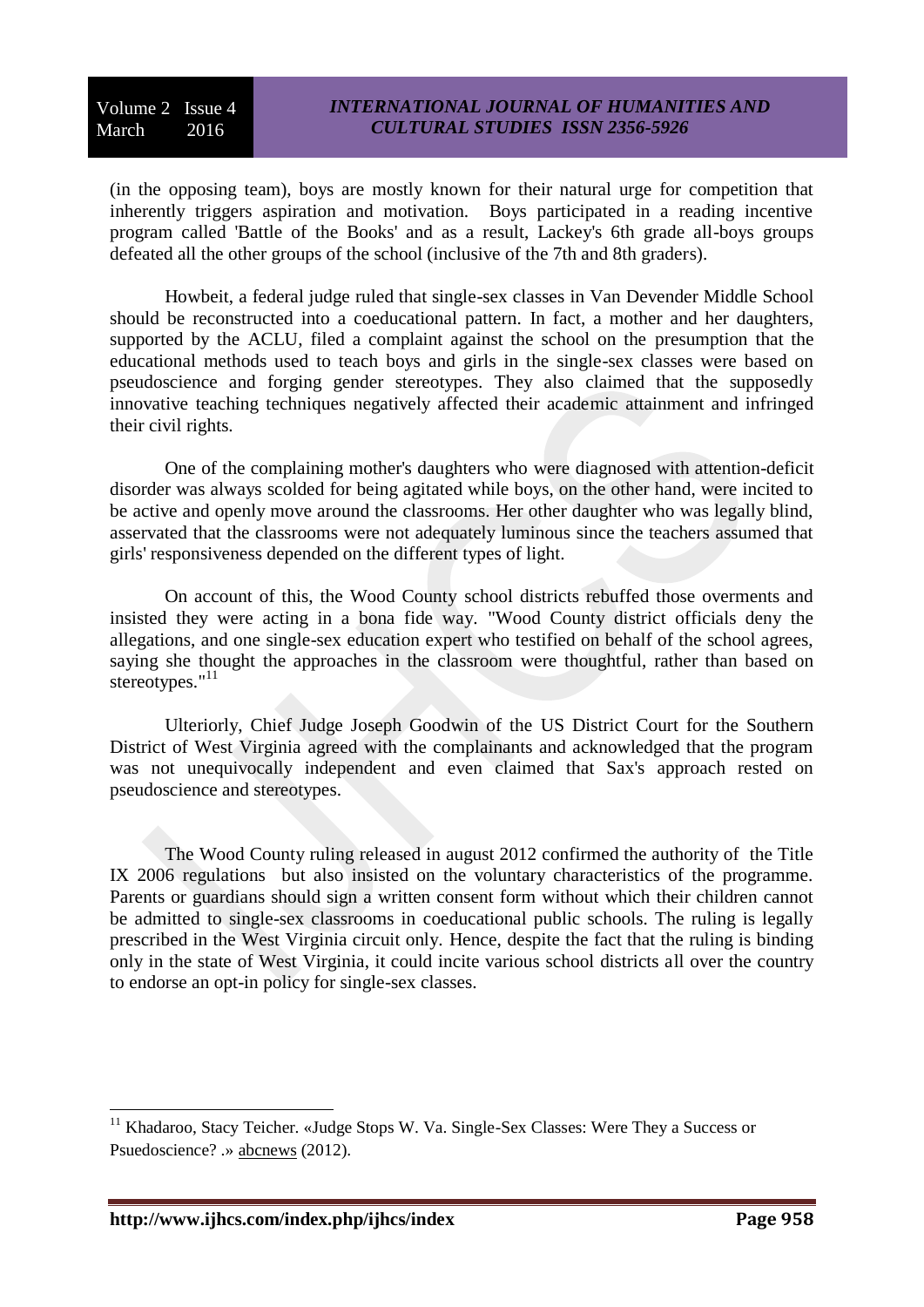(in the opposing team), boys are mostly known for their natural urge for competition that inherently triggers aspiration and motivation. Boys participated in a reading incentive program called 'Battle of the Books' and as a result, Lackey's 6th grade all-boys groups defeated all the other groups of the school (inclusive of the 7th and 8th graders).

Howbeit, a federal judge ruled that single-sex classes in Van Devender Middle School should be reconstructed into a coeducational pattern. In fact, a mother and her daughters, supported by the ACLU, filed a complaint against the school on the presumption that the educational methods used to teach boys and girls in the single-sex classes were based on pseudoscience and forging gender stereotypes. They also claimed that the supposedly innovative teaching techniques negatively affected their academic attainment and infringed their civil rights.

One of the complaining mother's daughters who were diagnosed with attention-deficit disorder was always scolded for being agitated while boys, on the other hand, were incited to be active and openly move around the classrooms. Her other daughter who was legally blind, asservated that the classrooms were not adequately luminous since the teachers assumed that girls' responsiveness depended on the different types of light.

On account of this, the Wood County school districts rebuffed those overments and insisted they were acting in a bona fide way. "Wood County district officials deny the allegations, and one single-sex education expert who testified on behalf of the school agrees, saying she thought the approaches in the classroom were thoughtful, rather than based on stereotypes."[11]

Ulteriorly, Chief Judge Joseph Goodwin of the US District Court for the Southern District of West Virginia agreed with the complainants and acknowledged that the program was not unequivocally independent and even claimed that Sax's approach rested on pseudoscience and stereotypes.

The Wood County ruling released in august 2012 confirmed the authority of the Title IX 2006 regulations but also insisted on the voluntary characteristics of the programme. Parents or guardians should sign a written consent form without which their children cannot be admitted to single-sex classrooms in coeducational public schools. The ruling is legally prescribed in the West Virginia circuit only. Hence, despite the fact that the ruling is binding only in the state of West Virginia, it could incite various school districts all over the country to endorse an opt-in policy for single-sex classes.

---

[11] Khadaroo, Stacy Teicher. «Judge Stops W. Va. Single-Sex Classes: Were They a Success or Psuedoscience? .» abcnews (2012).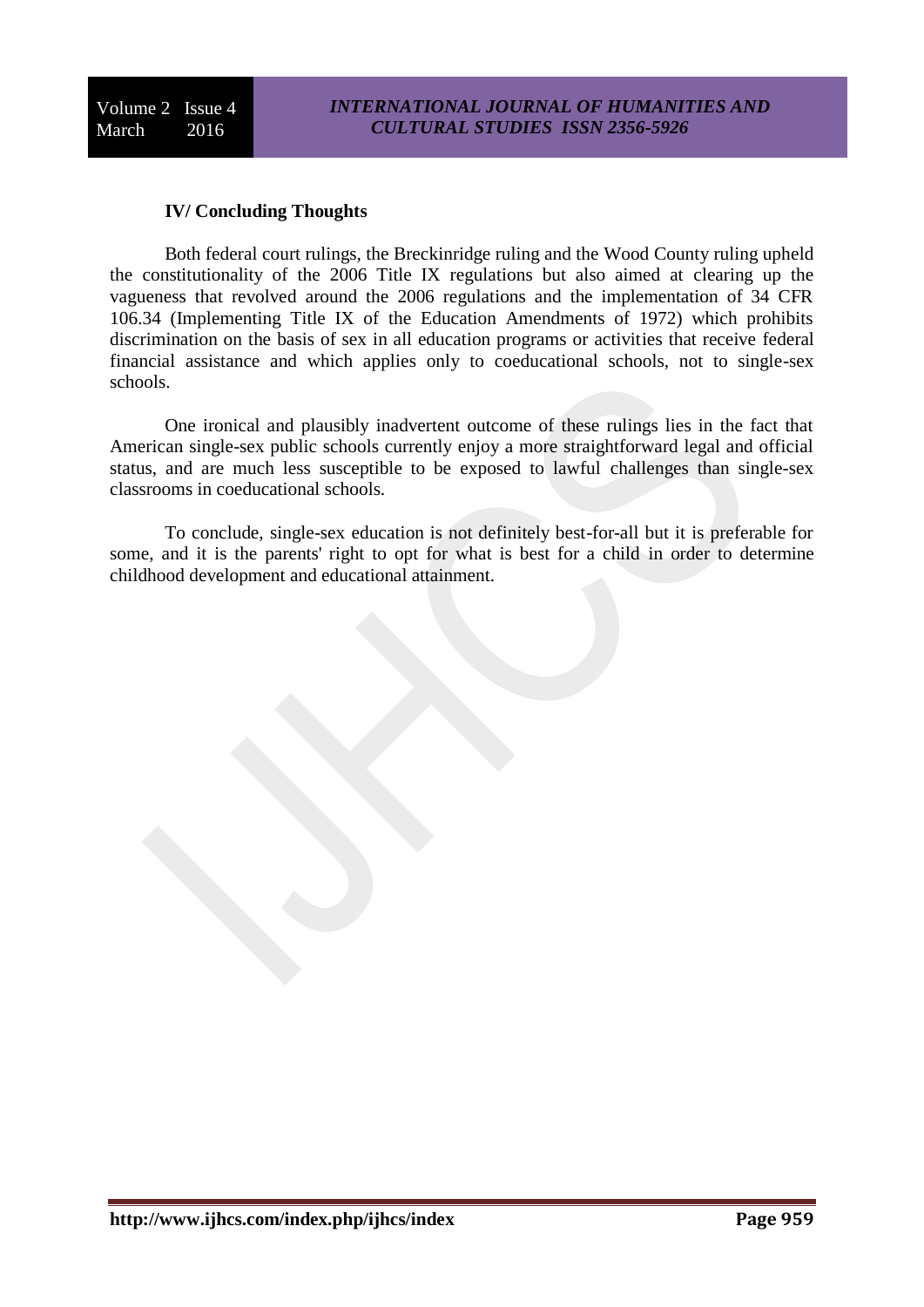## IV/ Concluding Thoughts

Both federal court rulings, the Breckinridge ruling and the Wood County ruling upheld the constitutionality of the 2006 Title IX regulations but also aimed at clearing up the vagueness that revolved around the 2006 regulations and the implementation of 34 CFR 106.34 (Implementing Title IX of the Education Amendments of 1972) which prohibits discrimination on the basis of sex in all education programs or activities that receive federal financial assistance and which applies only to coeducational schools, not to single-sex schools.

One ironical and plausibly inadvertent outcome of these rulings lies in the fact that American single-sex public schools currently enjoy a more straightforward legal and official status, and are much less susceptible to be exposed to lawful challenges than single-sex classrooms in coeducational schools.

To conclude, single-sex education is not definitely best-for-all but it is preferable for some, and it is the parents' right to opt for what is best for a child in order to determine childhood development and educational attainment.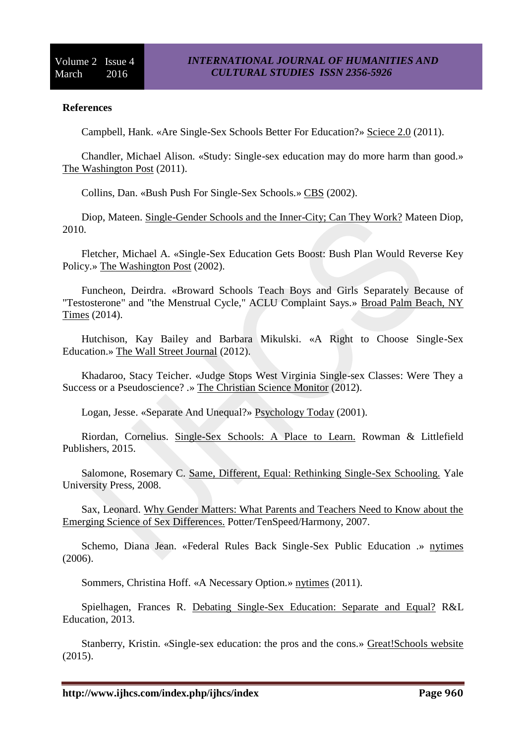**References**

Campbell, Hank. «Are Single-Sex Schools Better For Education?» Sciece 2.0 (2011).

Chandler, Michael Alison. «Study: Single-sex education may do more harm than good.» The Washington Post (2011).

Collins, Dan. «Bush Push For Single-Sex Schools.» CBS (2002).

Diop, Mateen. Single-Gender Schools and the Inner-City; Can They Work? Mateen Diop, 2010.

Fletcher, Michael A. «Single-Sex Education Gets Boost: Bush Plan Would Reverse Key Policy.» The Washington Post (2002).

Funcheon, Deirdra. «Broward Schools Teach Boys and Girls Separately Because of "Testosterone" and "the Menstrual Cycle," ACLU Complaint Says.» Broad Palm Beach, NY Times (2014).

Hutchison, Kay Bailey and Barbara Mikulski. «A Right to Choose Single-Sex Education.» The Wall Street Journal (2012).

Khadaroo, Stacy Teicher. «Judge Stops West Virginia Single-sex Classes: Were They a Success or a Pseudoscience? .» The Christian Science Monitor (2012).

Logan, Jesse. «Separate And Unequal?» Psychology Today (2001).

Riordan, Cornelius. Single-Sex Schools: A Place to Learn. Rowman & Littlefield Publishers, 2015.

Salomone, Rosemary C. Same, Different, Equal: Rethinking Single-Sex Schooling. Yale University Press, 2008.

Sax, Leonard. Why Gender Matters: What Parents and Teachers Need to Know about the Emerging Science of Sex Differences. Potter/TenSpeed/Harmony, 2007.

Schemo, Diana Jean. «Federal Rules Back Single-Sex Public Education .» nytimes (2006).

Sommers, Christina Hoff. «A Necessary Option.» nytimes (2011).

Spielhagen, Frances R. Debating Single-Sex Education: Separate and Equal? R&L Education, 2013.

Stanberry, Kristin. «Single-sex education: the pros and the cons.» Great!Schools website (2015).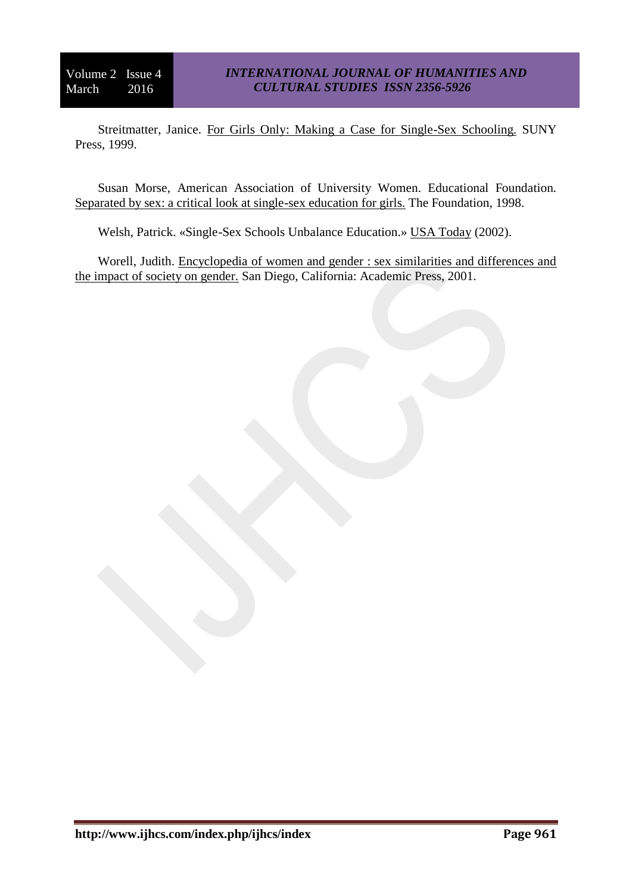Streitmatter, Janice. For Girls Only: Making a Case for Single-Sex Schooling. SUNY Press, 1999.

Susan Morse, American Association of University Women. Educational Foundation. Separated by sex: a critical look at single-sex education for girls. The Foundation, 1998.

Welsh, Patrick. «Single-Sex Schools Unbalance Education.» USA Today (2002).

Worell, Judith. Encyclopedia of women and gender : sex similarities and differences and the impact of society on gender. San Diego, California: Academic Press, 2001.